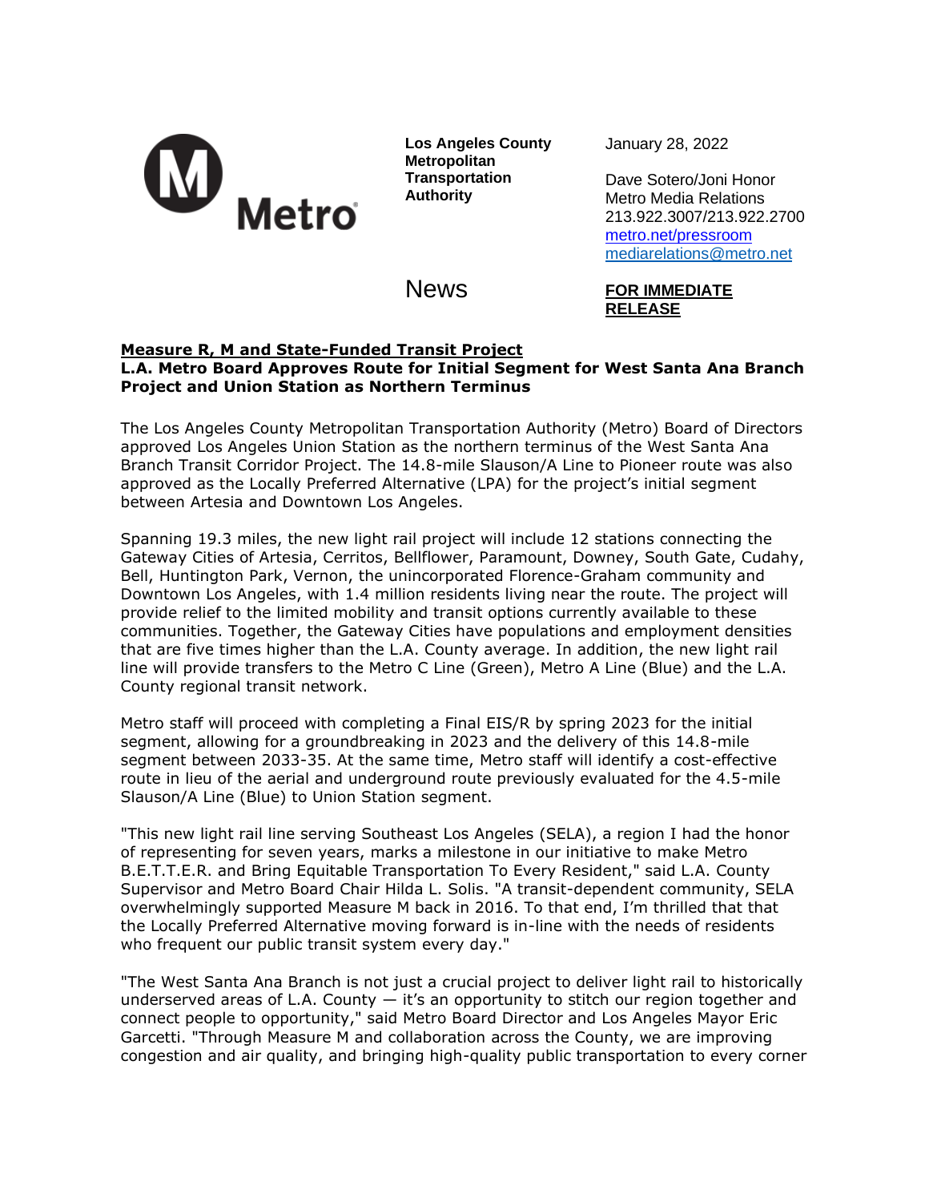Metro

**Los Angeles County Metropolitan Transportation Authority**

January 28, 2022

Dave Sotero/Joni Honor
Metro Media Relations
213.922.3007/213.922.2700
[metro.net/pressroom](metro.net/pressroom)
[mediarelations@metro.net](mailto:mediarelations@metro.net)

News

**FOR IMMEDIATE RELEASE**

**Measure R, M and State-Funded Transit Project**

**L.A. Metro Board Approves Route for Initial Segment for West Santa Ana Branch Project and Union Station as Northern Terminus**

The Los Angeles County Metropolitan Transportation Authority (Metro) Board of Directors approved Los Angeles Union Station as the northern terminus of the West Santa Ana Branch Transit Corridor Project. The 14.8-mile Slauson/A Line to Pioneer route was also approved as the Locally Preferred Alternative (LPA) for the project's initial segment between Artesia and Downtown Los Angeles.

Spanning 19.3 miles, the new light rail project will include 12 stations connecting the Gateway Cities of Artesia, Cerritos, Bellflower, Paramount, Downey, South Gate, Cudahy, Bell, Huntington Park, Vernon, the unincorporated Florence-Graham community and Downtown Los Angeles, with 1.4 million residents living near the route. The project will provide relief to the limited mobility and transit options currently available to these communities. Together, the Gateway Cities have populations and employment densities that are five times higher than the L.A. County average. In addition, the new light rail line will provide transfers to the Metro C Line (Green), Metro A Line (Blue) and the L.A. County regional transit network.

Metro staff will proceed with completing a Final EIS/R by spring 2023 for the initial segment, allowing for a groundbreaking in 2023 and the delivery of this 14.8-mile segment between 2033-35. At the same time, Metro staff will identify a cost-effective route in lieu of the aerial and underground route previously evaluated for the 4.5-mile Slauson/A Line (Blue) to Union Station segment.

"This new light rail line serving Southeast Los Angeles (SELA), a region I had the honor of representing for seven years, marks a milestone in our initiative to make Metro B.E.T.T.E.R. and Bring Equitable Transportation To Every Resident," said L.A. County Supervisor and Metro Board Chair Hilda L. Solis. "A transit-dependent community, SELA overwhelmingly supported Measure M back in 2016. To that end, I'm thrilled that that the Locally Preferred Alternative moving forward is in-line with the needs of residents who frequent our public transit system every day."

"The West Santa Ana Branch is not just a crucial project to deliver light rail to historically underserved areas of L.A. County — it's an opportunity to stitch our region together and connect people to opportunity," said Metro Board Director and Los Angeles Mayor Eric Garcetti. "Through Measure M and collaboration across the County, we are improving congestion and air quality, and bringing high-quality public transportation to every corner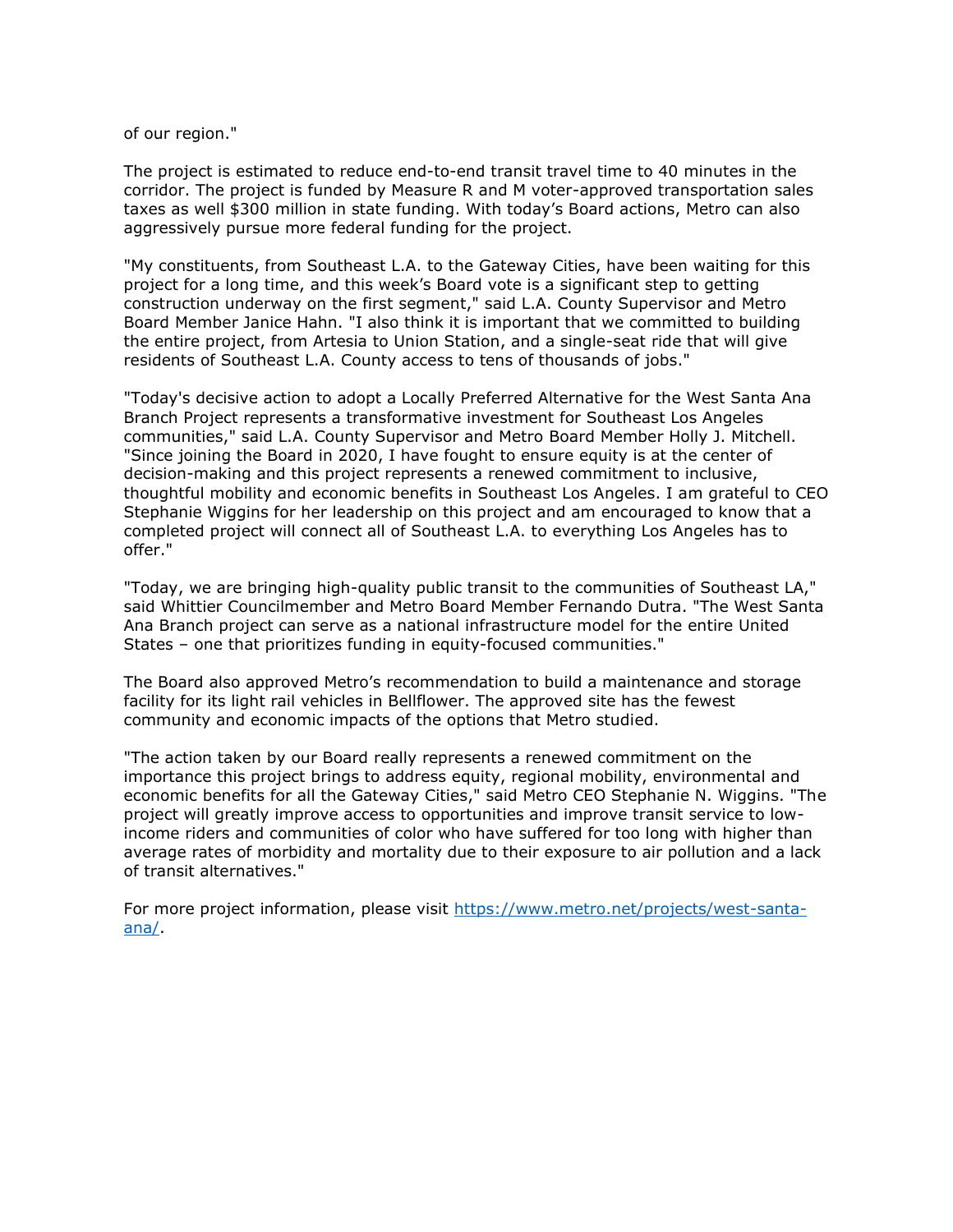of our region."

The project is estimated to reduce end-to-end transit travel time to 40 minutes in the corridor. The project is funded by Measure R and M voter-approved transportation sales taxes as well $300 million in state funding. With today's Board actions, Metro can also aggressively pursue more federal funding for the project.

"My constituents, from Southeast L.A. to the Gateway Cities, have been waiting for this project for a long time, and this week's Board vote is a significant step to getting construction underway on the first segment," said L.A. County Supervisor and Metro Board Member Janice Hahn. "I also think it is important that we committed to building the entire project, from Artesia to Union Station, and a single-seat ride that will give residents of Southeast L.A. County access to tens of thousands of jobs."

"Today's decisive action to adopt a Locally Preferred Alternative for the West Santa Ana Branch Project represents a transformative investment for Southeast Los Angeles communities," said L.A. County Supervisor and Metro Board Member Holly J. Mitchell. "Since joining the Board in 2020, I have fought to ensure equity is at the center of decision-making and this project represents a renewed commitment to inclusive, thoughtful mobility and economic benefits in Southeast Los Angeles. I am grateful to CEO Stephanie Wiggins for her leadership on this project and am encouraged to know that a completed project will connect all of Southeast L.A. to everything Los Angeles has to offer."

"Today, we are bringing high-quality public transit to the communities of Southeast LA," said Whittier Councilmember and Metro Board Member Fernando Dutra. "The West Santa Ana Branch project can serve as a national infrastructure model for the entire United States – one that prioritizes funding in equity-focused communities."

The Board also approved Metro's recommendation to build a maintenance and storage facility for its light rail vehicles in Bellflower. The approved site has the fewest community and economic impacts of the options that Metro studied.

"The action taken by our Board really represents a renewed commitment on the importance this project brings to address equity, regional mobility, environmental and economic benefits for all the Gateway Cities," said Metro CEO Stephanie N. Wiggins. "The project will greatly improve access to opportunities and improve transit service to low-income riders and communities of color who have suffered for too long with higher than average rates of morbidity and mortality due to their exposure to air pollution and a lack of transit alternatives."

For more project information, please visit [https://www.metro.net/projects/west-santa-ana/](https://www.metro.net/projects/west-santa-ana/).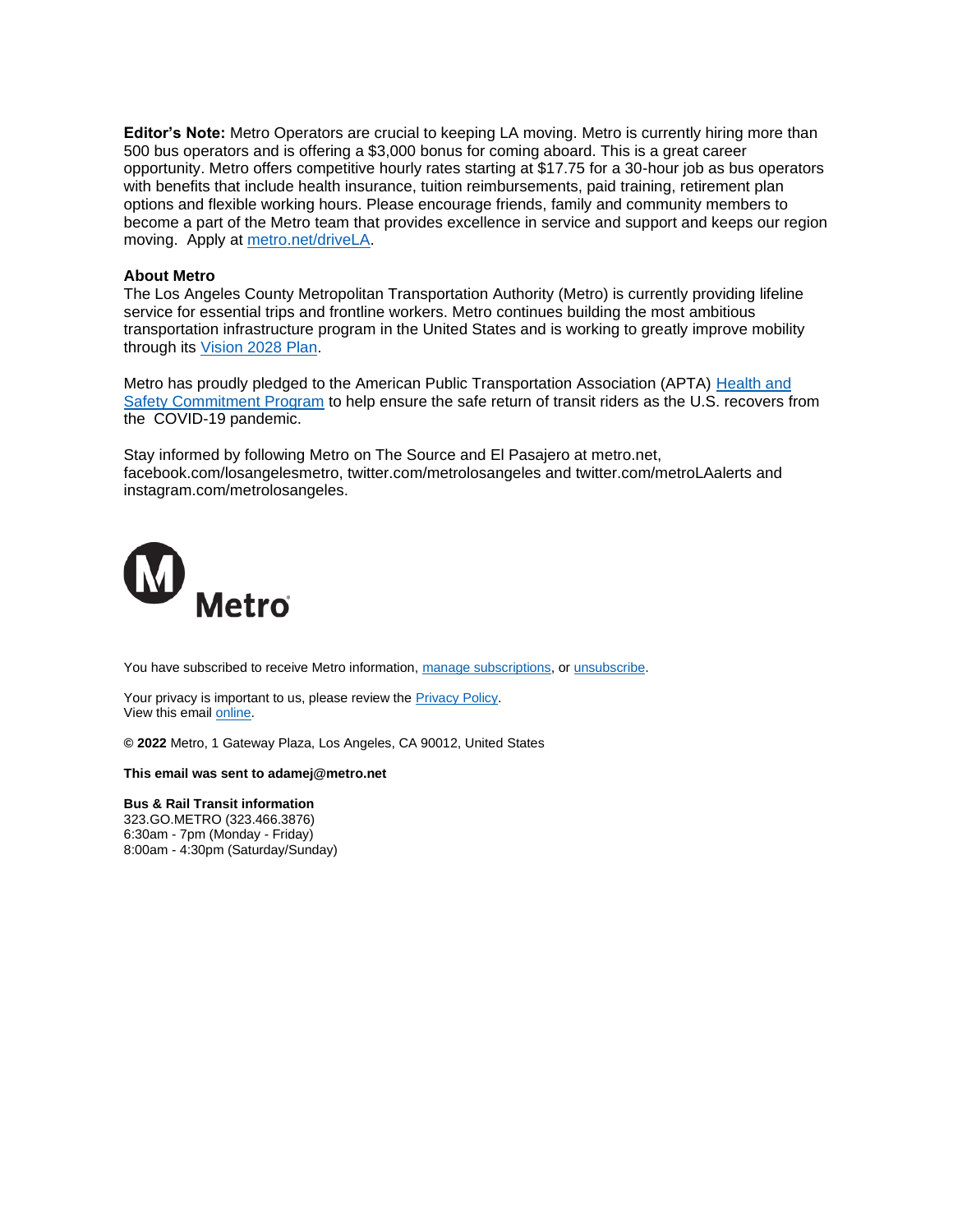**Editor's Note:** Metro Operators are crucial to keeping LA moving. Metro is currently hiring more than 500 bus operators and is offering a $3,000 bonus for coming aboard. This is a great career opportunity. Metro offers competitive hourly rates starting at $17.75 for a 30-hour job as bus operators with benefits that include health insurance, tuition reimbursements, paid training, retirement plan options and flexible working hours. Please encourage friends, family and community members to become a part of the Metro team that provides excellence in service and support and keeps our region moving. Apply at metro.net/driveLA.

**About Metro**

The Los Angeles County Metropolitan Transportation Authority (Metro) is currently providing lifeline service for essential trips and frontline workers. Metro continues building the most ambitious transportation infrastructure program in the United States and is working to greatly improve mobility through its Vision 2028 Plan.

Metro has proudly pledged to the American Public Transportation Association (APTA) Health and Safety Commitment Program to help ensure the safe return of transit riders as the U.S. recovers from the COVID-19 pandemic.

Stay informed by following Metro on The Source and El Pasajero at metro.net, facebook.com/losangelesmetro, twitter.com/metrolosangeles and twitter.com/metroLAalerts and instagram.com/metrolosangeles.

Metro

You have subscribed to receive Metro information, manage subscriptions, or unsubscribe.

Your privacy is important to us, please review the Privacy Policy.
View this email online.

**© 2022** Metro, 1 Gateway Plaza, Los Angeles, CA 90012, United States

**This email was sent to adamej@metro.net**

**Bus & Rail Transit information**
323.GO.METRO (323.466.3876)
6:30am - 7pm (Monday - Friday)
8:00am - 4:30pm (Saturday/Sunday)